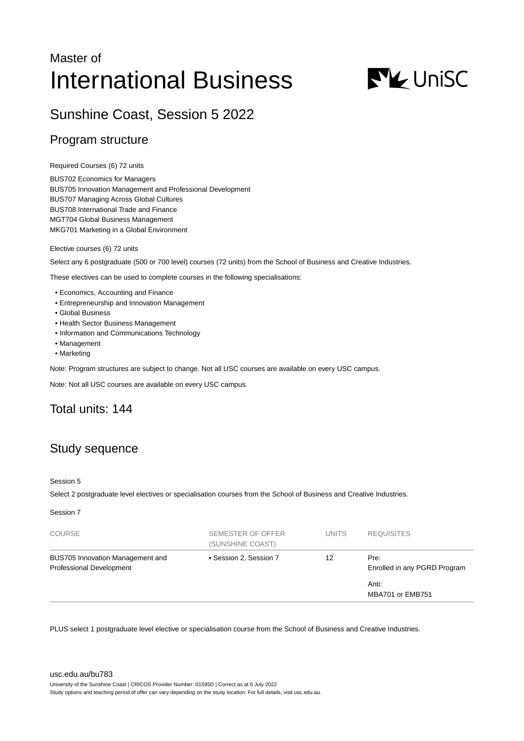Master of

# International Business

## Sunshine Coast, Session 5 2022

## Program structure

Required Courses (6) 72 units

BUS702 Economics for Managers
BUS705 Innovation Management and Professional Development
BUS707 Managing Across Global Cultures
BUS708 International Trade and Finance
MGT704 Global Business Management
MKG701 Marketing in a Global Environment

Elective courses (6) 72 units

Select any 6 postgraduate (500 or 700 level) courses (72 units) from the School of Business and Creative Industries.

These electives can be used to complete courses in the following specialisations:

- Economics, Accounting and Finance
- Entrepreneurship and Innovation Management
- Global Business
- Health Sector Business Management
- Information and Communications Technology
- Management
- Marketing

Note: Program structures are subject to change. Not all USC courses are available on every USC campus.

Note: Not all USC courses are available on every USC campus.

## Total units: 144

## Study sequence

Session 5

Select 2 postgraduate level electives or specialisation courses from the School of Business and Creative Industries.

Session 7

| COURSE | SEMESTER OF OFFER (SUNSHINE COAST) | UNITS | REQUISITES |
|---|---|---|---|
| BUS705 Innovation Management and Professional Development | • Session 2, Session 7 | 12 | Pre: Enrolled in any PGRD Program<br>Anti: MBA701 or EMB751 |

PLUS select 1 postgraduate level elective or specialisation course from the School of Business and Creative Industries.

usc.edu.au/bu783

University of the Sunshine Coast | CRICOS Provider Number: 01595D | Correct as at 6 July 2022
Study options and teaching period of offer can vary depending on the study location. For full details, visit usc.edu.au.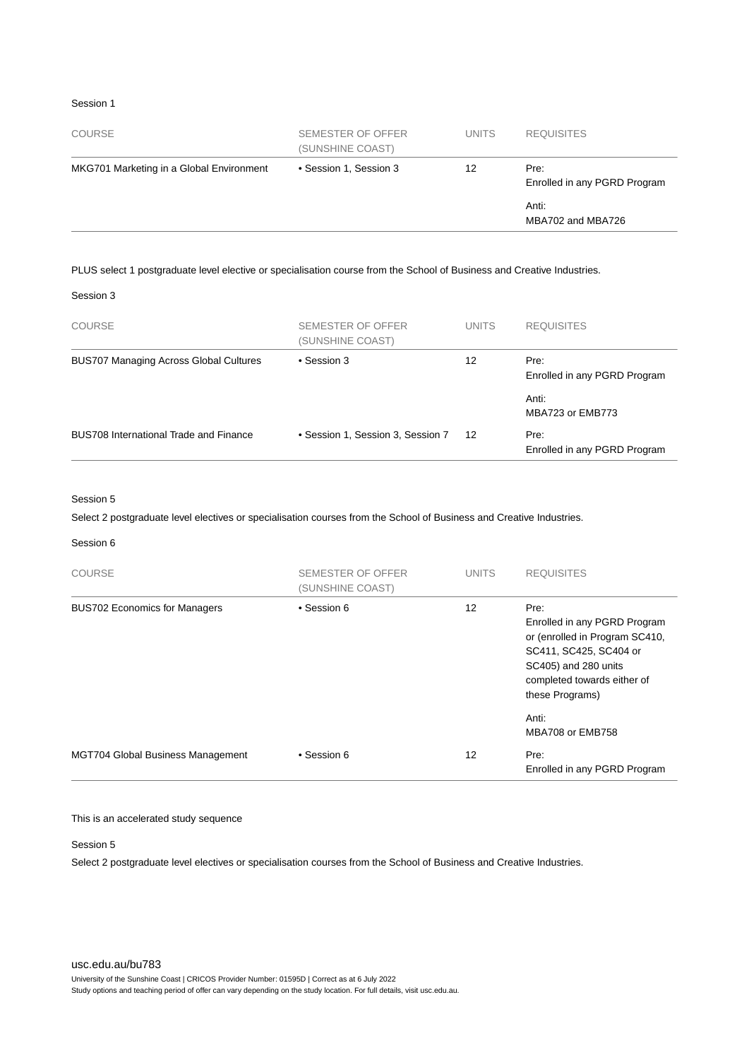Session 1

| COURSE | SEMESTER OF OFFER (SUNSHINE COAST) | UNITS | REQUISITES |
|---|---|---|---|
| MKG701 Marketing in a Global Environment | • Session 1, Session 3 | 12 | Pre: Enrolled in any PGRD Program<br><br>Anti: MBA702 and MBA726 |

PLUS select 1 postgraduate level elective or specialisation course from the School of Business and Creative Industries.

Session 3

| COURSE | SEMESTER OF OFFER (SUNSHINE COAST) | UNITS | REQUISITES |
|---|---|---|---|
| BUS707 Managing Across Global Cultures | • Session 3 | 12 | Pre: Enrolled in any PGRD Program<br><br>Anti: MBA723 or EMB773 |
| BUS708 International Trade and Finance | • Session 1, Session 3, Session 7 | 12 | Pre: Enrolled in any PGRD Program |

Session 5

Select 2 postgraduate level electives or specialisation courses from the School of Business and Creative Industries.

Session 6

| COURSE | SEMESTER OF OFFER (SUNSHINE COAST) | UNITS | REQUISITES |
|---|---|---|---|
| BUS702 Economics for Managers | • Session 6 | 12 | Pre: Enrolled in any PGRD Program or (enrolled in Program SC410, SC411, SC425, SC404 or SC405) and 280 units completed towards either of these Programs)<br><br>Anti: MBA708 or EMB758 |
| MGT704 Global Business Management | • Session 6 | 12 | Pre: Enrolled in any PGRD Program |

This is an accelerated study sequence

Session 5

Select 2 postgraduate level electives or specialisation courses from the School of Business and Creative Industries.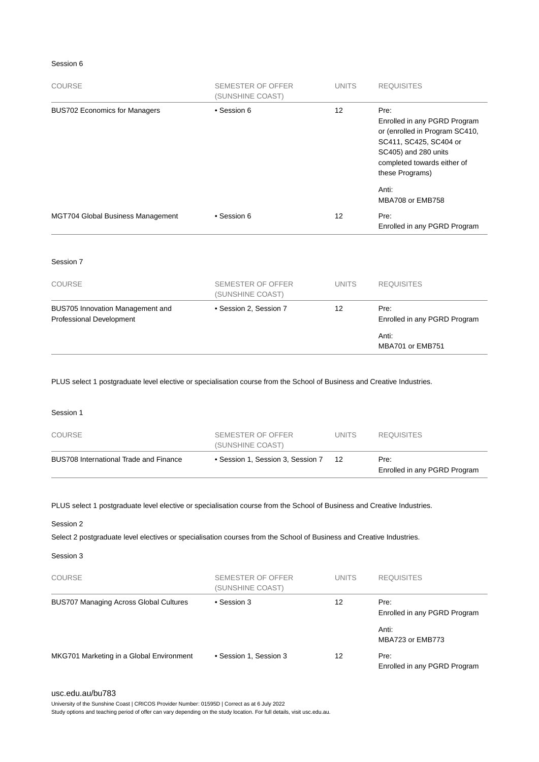Session 6

| COURSE | SEMESTER OF OFFER (SUNSHINE COAST) | UNITS | REQUISITES |
|---|---|---|---|
| BUS702 Economics for Managers | • Session 6 | 12 | Pre: Enrolled in any PGRD Program or (enrolled in Program SC410, SC411, SC425, SC404 or SC405) and 280 units completed towards either of these Programs)<br><br>Anti: MBA708 or EMB758 |
| MGT704 Global Business Management | • Session 6 | 12 | Pre: Enrolled in any PGRD Program |

Session 7

| COURSE | SEMESTER OF OFFER (SUNSHINE COAST) | UNITS | REQUISITES |
|---|---|---|---|
| BUS705 Innovation Management and Professional Development | • Session 2, Session 7 | 12 | Pre: Enrolled in any PGRD Program<br><br>Anti: MBA701 or EMB751 |

PLUS select 1 postgraduate level elective or specialisation course from the School of Business and Creative Industries.

Session 1

| COURSE | SEMESTER OF OFFER (SUNSHINE COAST) | UNITS | REQUISITES |
|---|---|---|---|
| BUS708 International Trade and Finance | • Session 1, Session 3, Session 7 | 12 | Pre: Enrolled in any PGRD Program |

PLUS select 1 postgraduate level elective or specialisation course from the School of Business and Creative Industries.

Session 2

Select 2 postgraduate level electives or specialisation courses from the School of Business and Creative Industries.

Session 3

| COURSE | SEMESTER OF OFFER (SUNSHINE COAST) | UNITS | REQUISITES |
|---|---|---|---|
| BUS707 Managing Across Global Cultures | • Session 3 | 12 | Pre: Enrolled in any PGRD Program<br><br>Anti: MBA723 or EMB773 |
| MKG701 Marketing in a Global Environment | • Session 1, Session 3 | 12 | Pre: Enrolled in any PGRD Program |

usc.edu.au/bu783

University of the Sunshine Coast | CRICOS Provider Number: 01595D | Correct as at 6 July 2022

Study options and teaching period of offer can vary depending on the study location. For full details, visit usc.edu.au.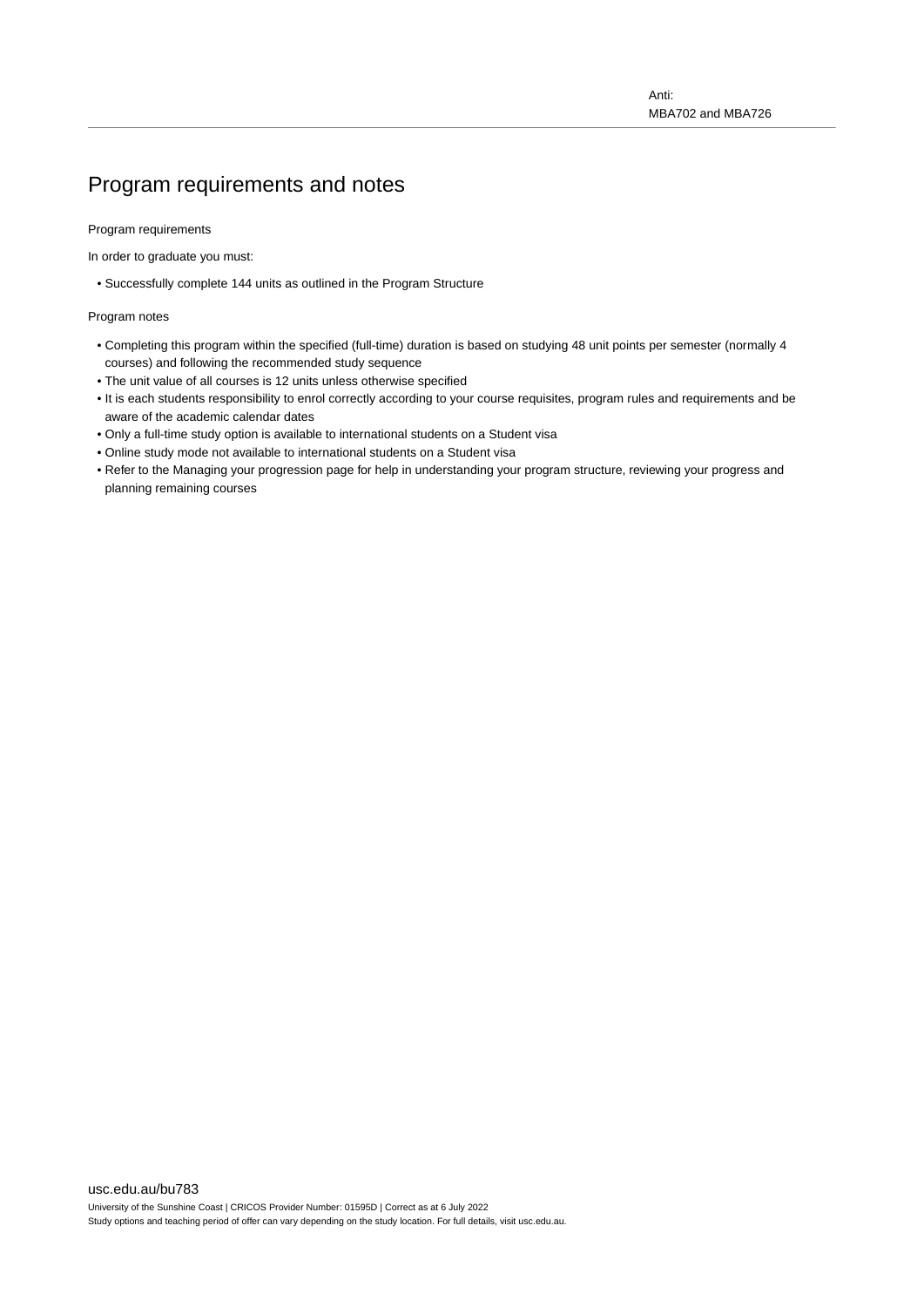Anti:
MBA702 and MBA726

## Program requirements and notes

Program requirements

In order to graduate you must:

- Successfully complete 144 units as outlined in the Program Structure

Program notes

- Completing this program within the specified (full-time) duration is based on studying 48 unit points per semester (normally 4 courses) and following the recommended study sequence
- The unit value of all courses is 12 units unless otherwise specified
- It is each students responsibility to enrol correctly according to your course requisites, program rules and requirements and be aware of the academic calendar dates
- Only a full-time study option is available to international students on a Student visa
- Online study mode not available to international students on a Student visa
- Refer to the Managing your progression page for help in understanding your program structure, reviewing your progress and planning remaining courses